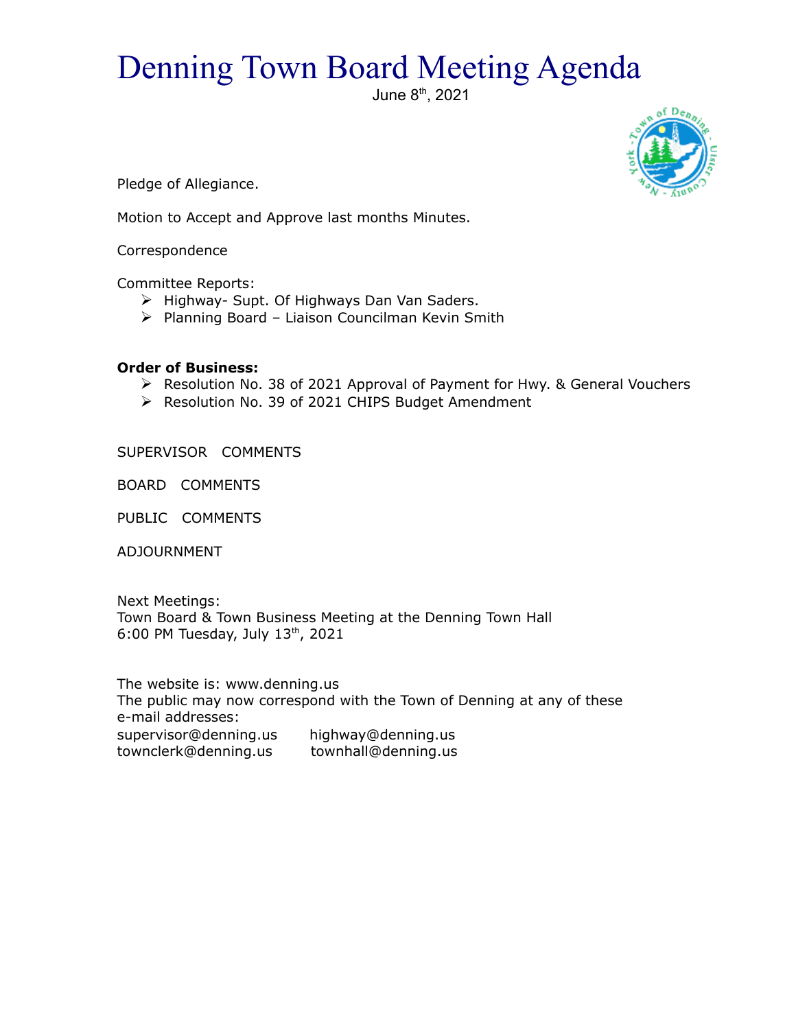# Denning Town Board Meeting Agenda

June 8th, 2021

Pledge of Allegiance.

Motion to Accept and Approve last months Minutes.

Correspondence

Committee Reports:

- Highway- Supt. Of Highways Dan Van Saders.
- Planning Board – Liaison Councilman Kevin Smith

**Order of Business:**

- Resolution No. 38 of 2021 Approval of Payment for Hwy. & General Vouchers
- Resolution No. 39 of 2021 CHIPS Budget Amendment

SUPERVISOR COMMENTS

BOARD COMMENTS

PUBLIC COMMENTS

ADJOURNMENT

Next Meetings:
Town Board & Town Business Meeting at the Denning Town Hall
6:00 PM Tuesday, July 13th, 2021

The website is: www.denning.us
The public may now correspond with the Town of Denning at any of these e-mail addresses:
supervisor@denning.us highway@denning.us
townclerk@denning.us townhall@denning.us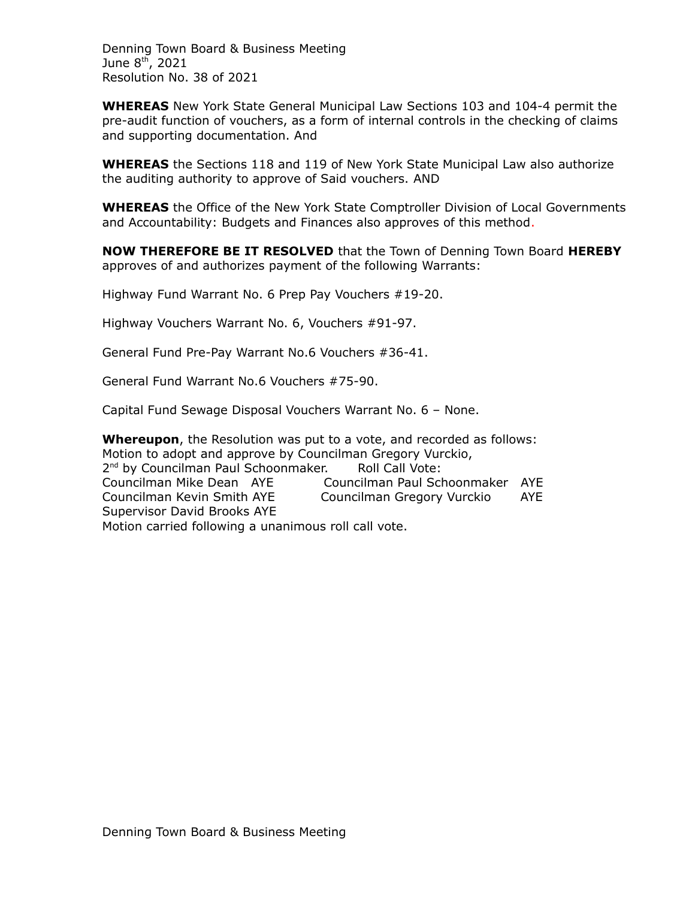Denning Town Board & Business Meeting
June 8th, 2021
Resolution No. 38 of 2021

**WHEREAS** New York State General Municipal Law Sections 103 and 104-4 permit the pre-audit function of vouchers, as a form of internal controls in the checking of claims and supporting documentation. And

**WHEREAS** the Sections 118 and 119 of New York State Municipal Law also authorize the auditing authority to approve of Said vouchers. AND

**WHEREAS** the Office of the New York State Comptroller Division of Local Governments and Accountability: Budgets and Finances also approves of this method.

**NOW THEREFORE BE IT RESOLVED** that the Town of Denning Town Board **HEREBY** approves of and authorizes payment of the following Warrants:

Highway Fund Warrant No. 6 Prep Pay Vouchers #19-20.

Highway Vouchers Warrant No. 6, Vouchers #91-97.

General Fund Pre-Pay Warrant No.6 Vouchers #36-41.

General Fund Warrant No.6 Vouchers #75-90.

Capital Fund Sewage Disposal Vouchers Warrant No. 6 – None.

**Whereupon**, the Resolution was put to a vote, and recorded as follows:
Motion to adopt and approve by Councilman Gregory Vurckio,
2nd by Councilman Paul Schoonmaker. Roll Call Vote:
Councilman Mike Dean AYE Councilman Paul Schoonmaker AYE
Councilman Kevin Smith AYE Councilman Gregory Vurckio AYE
Supervisor David Brooks AYE
Motion carried following a unanimous roll call vote.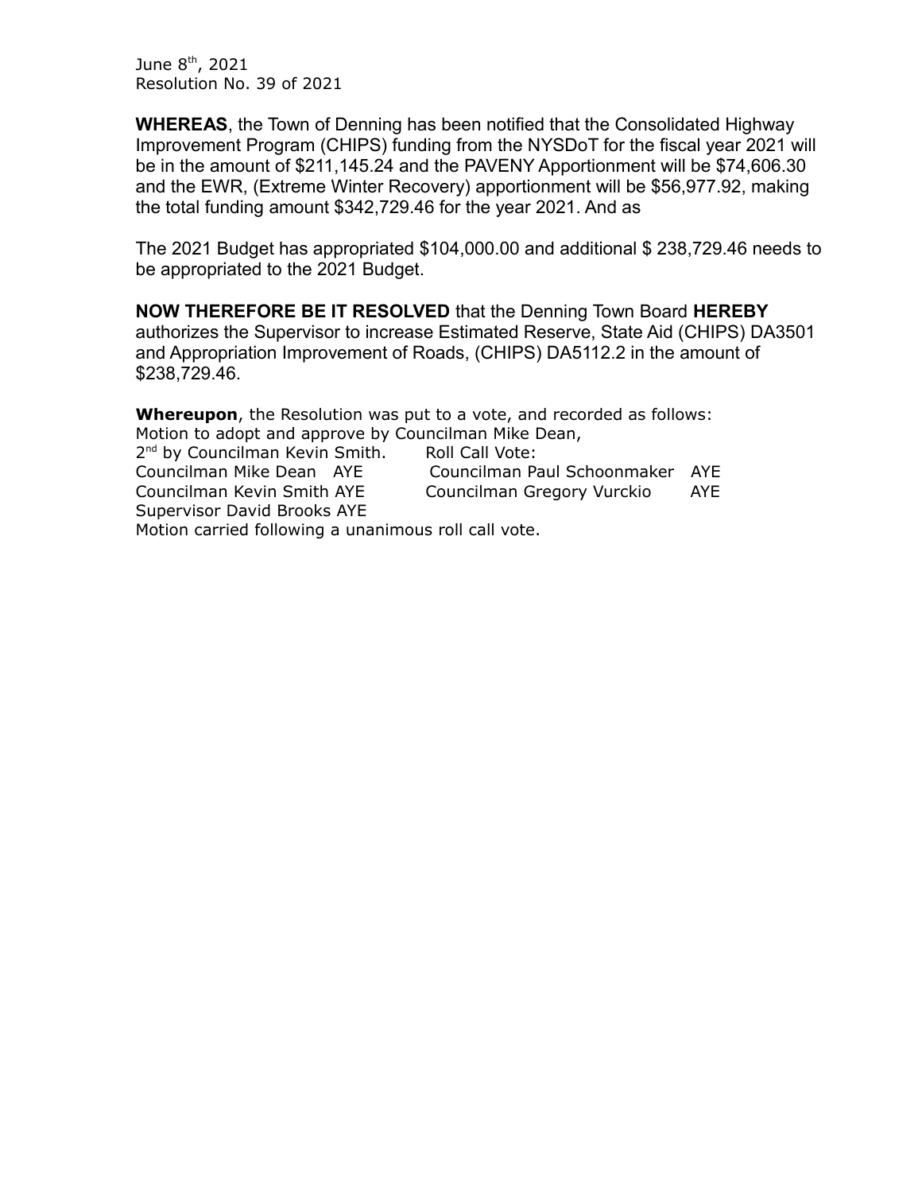June 8th, 2021
Resolution No. 39 of 2021

**WHEREAS**, the Town of Denning has been notified that the Consolidated Highway Improvement Program (CHIPS) funding from the NYSDoT for the fiscal year 2021 will be in the amount of $211,145.24 and the PAVENY Apportionment will be $74,606.30 and the EWR, (Extreme Winter Recovery) apportionment will be $56,977.92, making the total funding amount $342,729.46 for the year 2021. And as

The 2021 Budget has appropriated $104,000.00 and additional $ 238,729.46 needs to be appropriated to the 2021 Budget.

**NOW THEREFORE BE IT RESOLVED** that the Denning Town Board **HEREBY** authorizes the Supervisor to increase Estimated Reserve, State Aid (CHIPS) DA3501 and Appropriation Improvement of Roads, (CHIPS) DA5112.2 in the amount of $238,729.46.

**Whereupon**, the Resolution was put to a vote, and recorded as follows:
Motion to adopt and approve by Councilman Mike Dean,
2nd by Councilman Kevin Smith. Roll Call Vote:

Councilman Mike Dean AYE
Councilman Paul Schoonmaker AYE
Councilman Kevin Smith AYE
Councilman Gregory Vurckio AYE
Supervisor David Brooks AYE

Motion carried following a unanimous roll call vote.